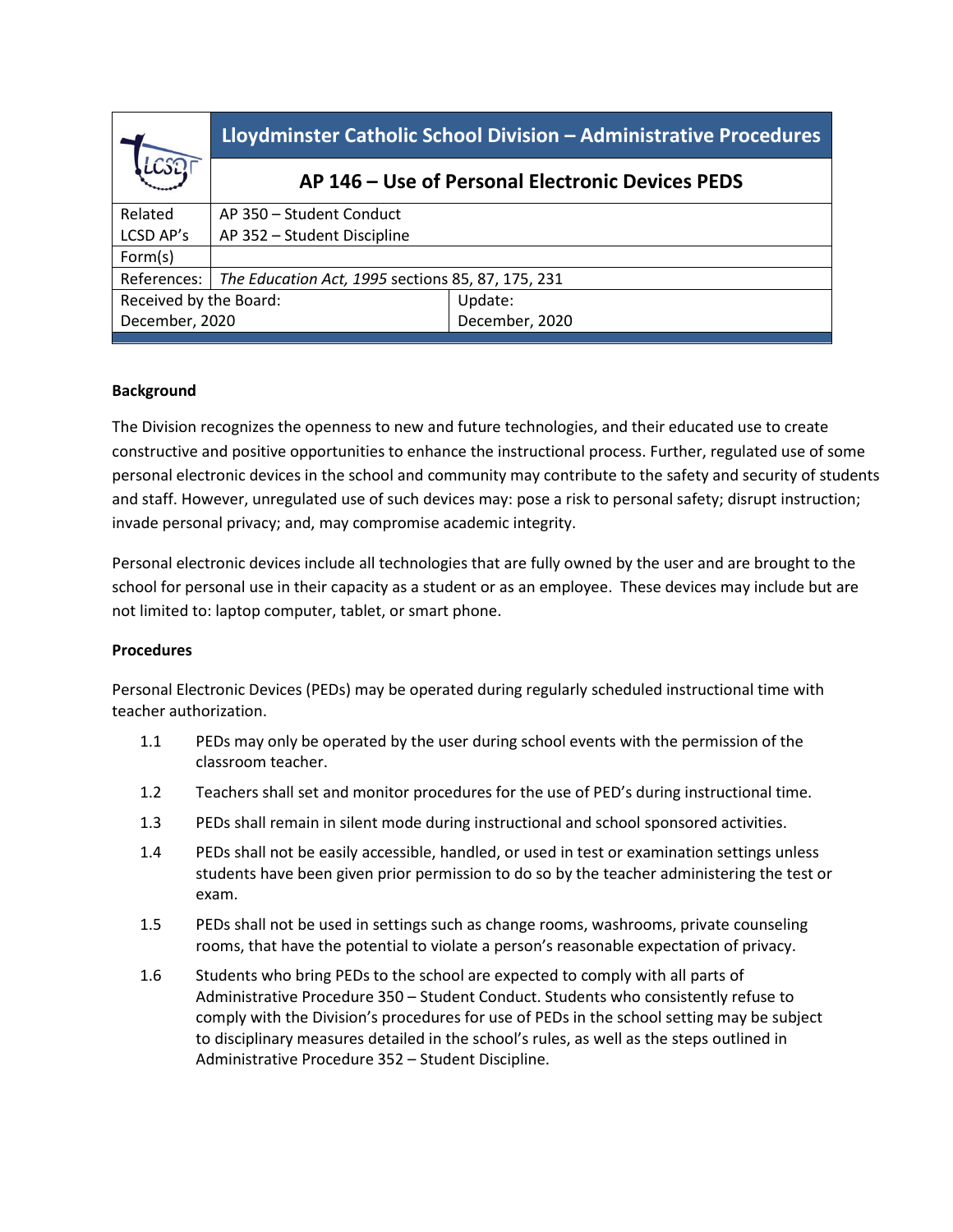| | Lloydminster Catholic School Division – Administrative Procedures | |
|---|---|---|
| | **AP 146 – Use of Personal Electronic Devices PEDS** | |
| Related LCSD AP's | AP 350 – Student Conduct<br>AP 352 – Student Discipline | |
| Form(s) | | |
| References: | *The Education Act, 1995* sections 85, 87, 175, 231 | |
| Received by the Board: December, 2020 | | Update: December, 2020 |

**Background**

The Division recognizes the openness to new and future technologies, and their educated use to create constructive and positive opportunities to enhance the instructional process. Further, regulated use of some personal electronic devices in the school and community may contribute to the safety and security of students and staff. However, unregulated use of such devices may: pose a risk to personal safety; disrupt instruction; invade personal privacy; and, may compromise academic integrity.

Personal electronic devices include all technologies that are fully owned by the user and are brought to the school for personal use in their capacity as a student or as an employee. These devices may include but are not limited to: laptop computer, tablet, or smart phone.

**Procedures**

Personal Electronic Devices (PEDs) may be operated during regularly scheduled instructional time with teacher authorization.

1.1 PEDs may only be operated by the user during school events with the permission of the classroom teacher.

1.2 Teachers shall set and monitor procedures for the use of PED's during instructional time.

1.3 PEDs shall remain in silent mode during instructional and school sponsored activities.

1.4 PEDs shall not be easily accessible, handled, or used in test or examination settings unless students have been given prior permission to do so by the teacher administering the test or exam.

1.5 PEDs shall not be used in settings such as change rooms, washrooms, private counseling rooms, that have the potential to violate a person's reasonable expectation of privacy.

1.6 Students who bring PEDs to the school are expected to comply with all parts of Administrative Procedure 350 – Student Conduct. Students who consistently refuse to comply with the Division's procedures for use of PEDs in the school setting may be subject to disciplinary measures detailed in the school's rules, as well as the steps outlined in Administrative Procedure 352 – Student Discipline.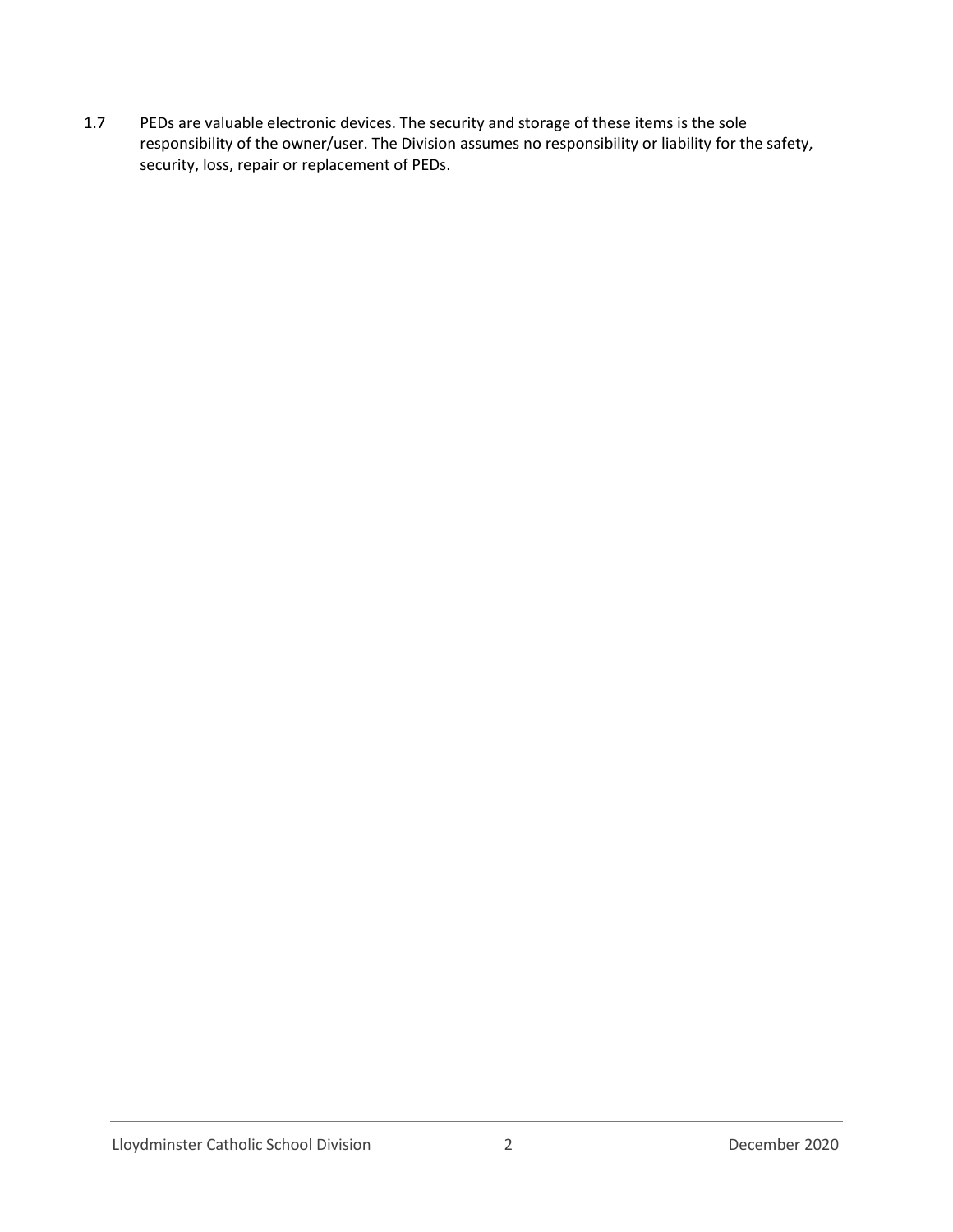1.7 PEDs are valuable electronic devices. The security and storage of these items is the sole responsibility of the owner/user. The Division assumes no responsibility or liability for the safety, security, loss, repair or replacement of PEDs.